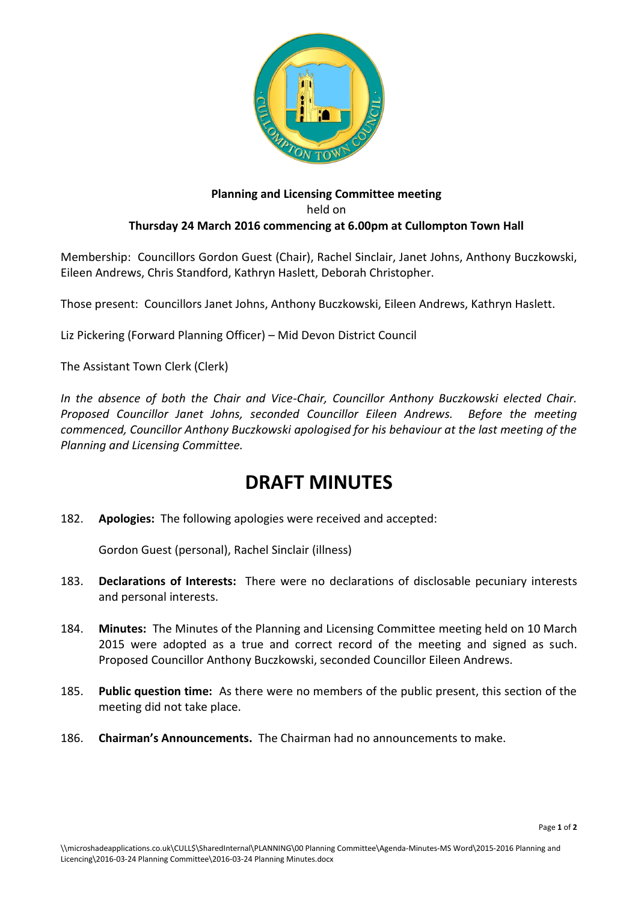**Planning and Licensing Committee meeting**
held on
**Thursday 24 March 2016 commencing at 6.00pm at Cullompton Town Hall**

Membership: Councillors Gordon Guest (Chair), Rachel Sinclair, Janet Johns, Anthony Buczkowski, Eileen Andrews, Chris Standford, Kathryn Haslett, Deborah Christopher.

Those present: Councillors Janet Johns, Anthony Buczkowski, Eileen Andrews, Kathryn Haslett.

Liz Pickering (Forward Planning Officer) – Mid Devon District Council

The Assistant Town Clerk (Clerk)

*In the absence of both the Chair and Vice-Chair, Councillor Anthony Buczkowski elected Chair. Proposed Councillor Janet Johns, seconded Councillor Eileen Andrews. Before the meeting commenced, Councillor Anthony Buczkowski apologised for his behaviour at the last meeting of the Planning and Licensing Committee.*

# DRAFT MINUTES

182. **Apologies:** The following apologies were received and accepted:

     Gordon Guest (personal), Rachel Sinclair (illness)

183. **Declarations of Interests:** There were no declarations of disclosable pecuniary interests and personal interests.

184. **Minutes:** The Minutes of the Planning and Licensing Committee meeting held on 10 March 2015 were adopted as a true and correct record of the meeting and signed as such. Proposed Councillor Anthony Buczkowski, seconded Councillor Eileen Andrews.

185. **Public question time:** As there were no members of the public present, this section of the meeting did not take place.

186. **Chairman's Announcements.** The Chairman had no announcements to make.

\\microshadeapplications.co.uk\CULL$\SharedInternal\PLANNING\00 Planning Committee\Agenda-Minutes-MS Word\2015-2016 Planning and Licencing\2016-03-24 Planning Committee\2016-03-24 Planning Minutes.docx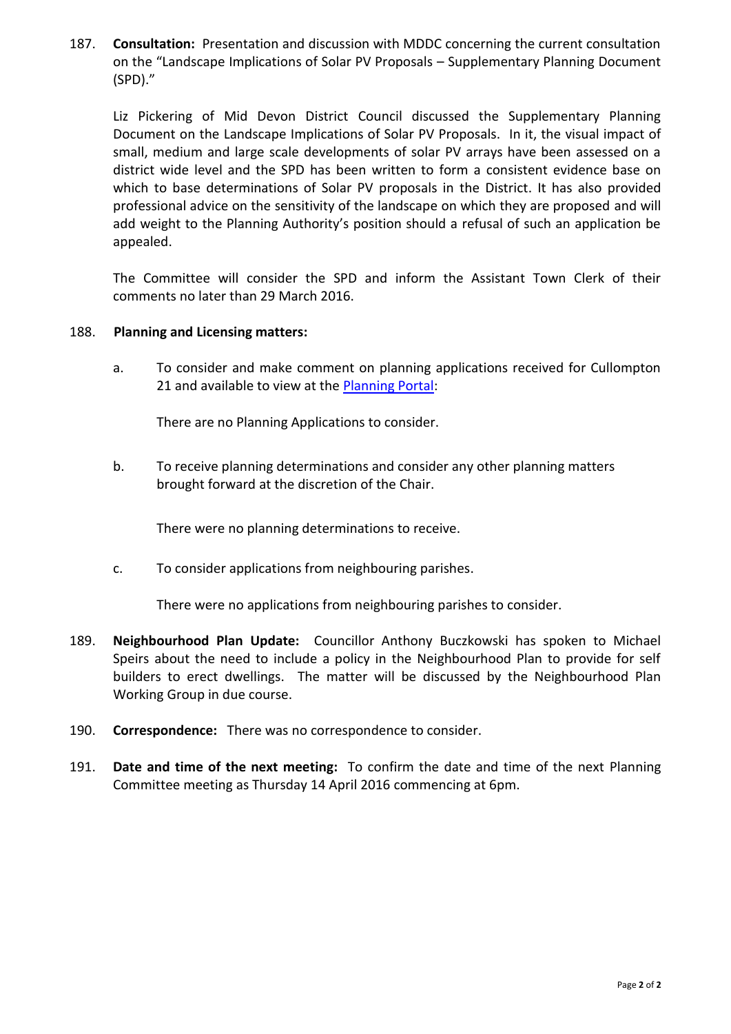187. **Consultation:** Presentation and discussion with MDDC concerning the current consultation on the "Landscape Implications of Solar PV Proposals – Supplementary Planning Document (SPD)."

    Liz Pickering of Mid Devon District Council discussed the Supplementary Planning Document on the Landscape Implications of Solar PV Proposals. In it, the visual impact of small, medium and large scale developments of solar PV arrays have been assessed on a district wide level and the SPD has been written to form a consistent evidence base on which to base determinations of Solar PV proposals in the District. It has also provided professional advice on the sensitivity of the landscape on which they are proposed and will add weight to the Planning Authority's position should a refusal of such an application be appealed.

    The Committee will consider the SPD and inform the Assistant Town Clerk of their comments no later than 29 March 2016.

188. **Planning and Licensing matters:**

    a. To consider and make comment on planning applications received for Cullompton 21 and available to view at the Planning Portal:

       There are no Planning Applications to consider.

    b. To receive planning determinations and consider any other planning matters brought forward at the discretion of the Chair.

       There were no planning determinations to receive.

    c. To consider applications from neighbouring parishes.

       There were no applications from neighbouring parishes to consider.

189. **Neighbourhood Plan Update:** Councillor Anthony Buczkowski has spoken to Michael Speirs about the need to include a policy in the Neighbourhood Plan to provide for self builders to erect dwellings. The matter will be discussed by the Neighbourhood Plan Working Group in due course.

190. **Correspondence:** There was no correspondence to consider.

191. **Date and time of the next meeting:** To confirm the date and time of the next Planning Committee meeting as Thursday 14 April 2016 commencing at 6pm.